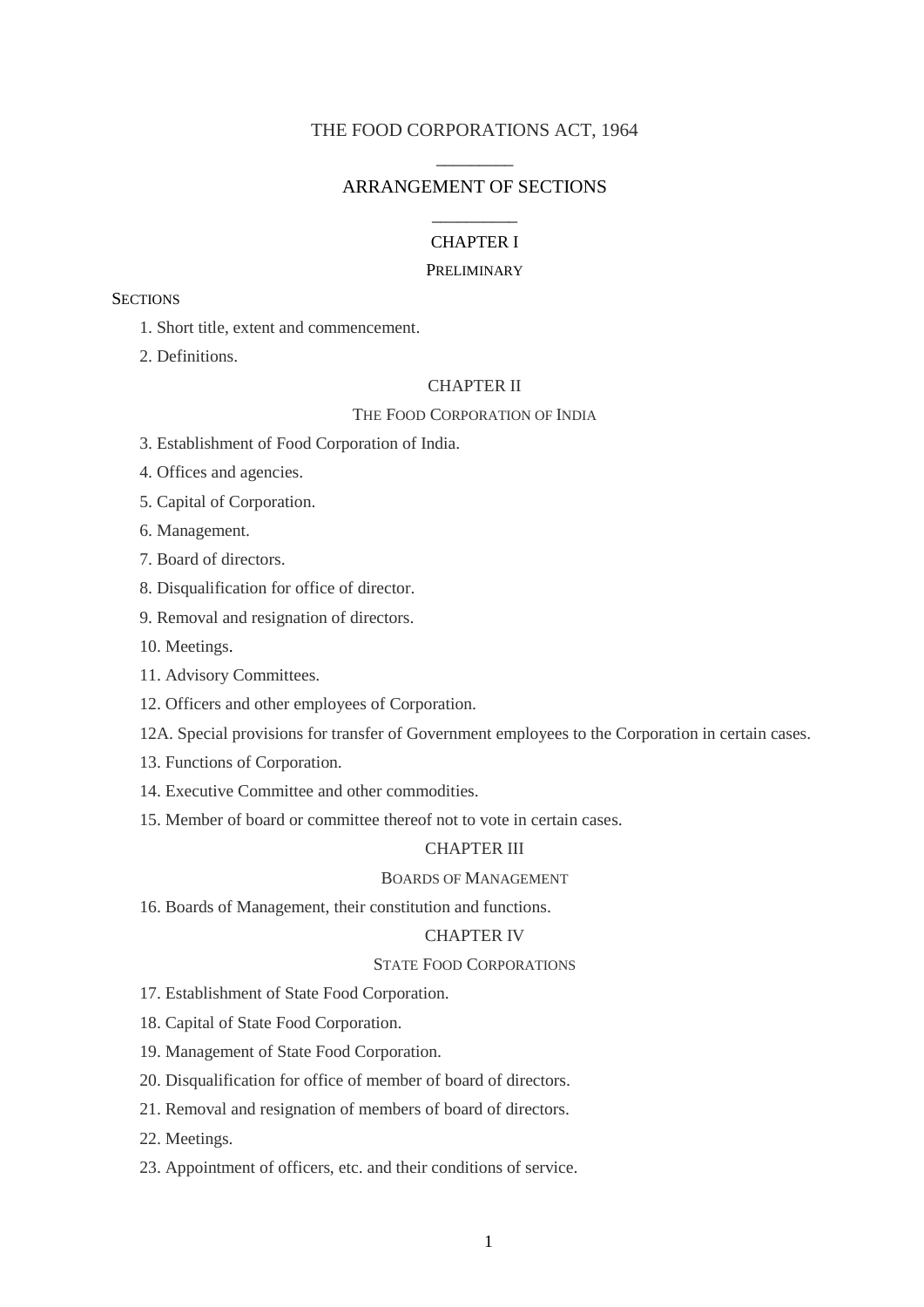# THE FOOD CORPORATIONS ACT, 1964

## ARRANGEMENT OF SECTIONS

### CHAPTER I

PRELIMINARY

SECTIONS

1. Short title, extent and commencement.
2. Definitions.

### CHAPTER II

THE FOOD CORPORATION OF INDIA

3. Establishment of Food Corporation of India.
4. Offices and agencies.
5. Capital of Corporation.
6. Management.
7. Board of directors.
8. Disqualification for office of director.
9. Removal and resignation of directors.
10. Meetings.
11. Advisory Committees.
12. Officers and other employees of Corporation.

12A. Special provisions for transfer of Government employees to the Corporation in certain cases.

13. Functions of Corporation.
14. Executive Committee and other commodities.
15. Member of board or committee thereof not to vote in certain cases.

### CHAPTER III

BOARDS OF MANAGEMENT

16. Boards of Management, their constitution and functions.

### CHAPTER IV

STATE FOOD CORPORATIONS

17. Establishment of State Food Corporation.
18. Capital of State Food Corporation.
19. Management of State Food Corporation.
20. Disqualification for office of member of board of directors.
21. Removal and resignation of members of board of directors.
22. Meetings.
23. Appointment of officers, etc. and their conditions of service.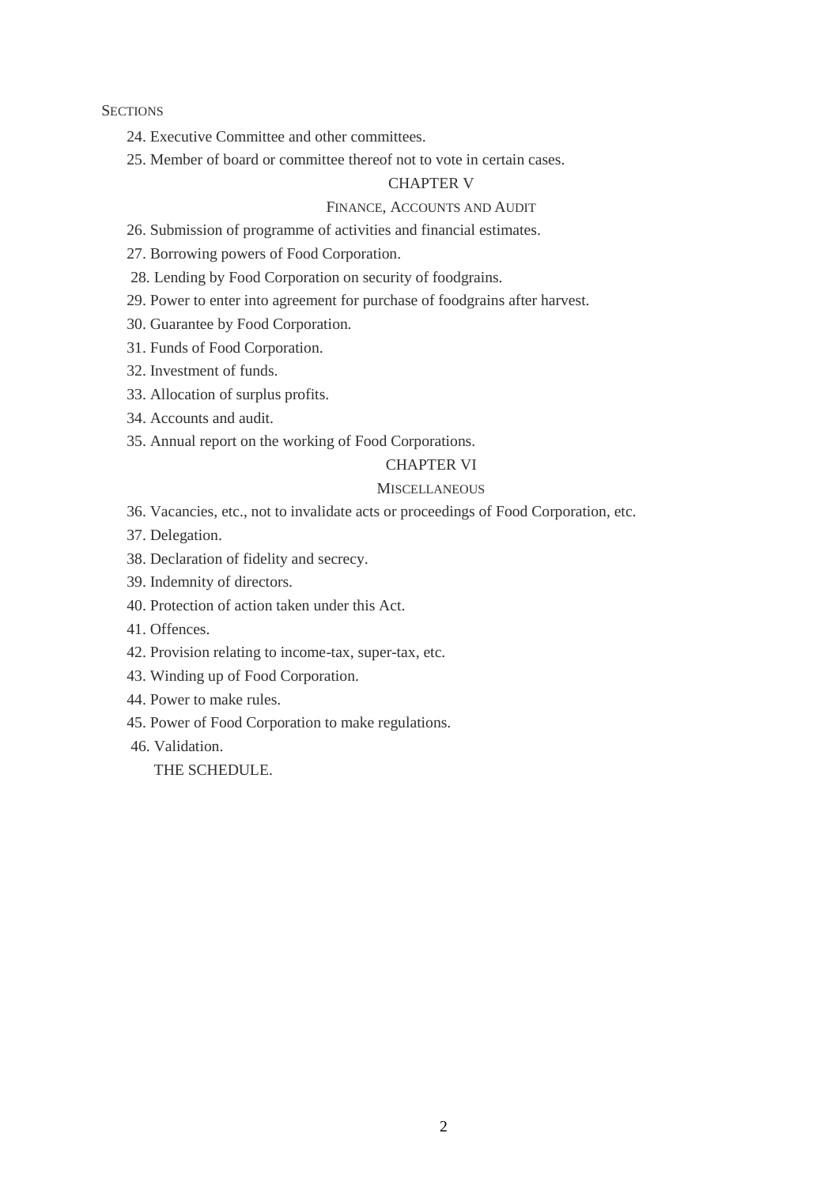SECTIONS

24. Executive Committee and other committees.

25. Member of board or committee thereof not to vote in certain cases.

## CHAPTER V

### FINANCE, ACCOUNTS AND AUDIT

26. Submission of programme of activities and financial estimates.

27. Borrowing powers of Food Corporation.

28. Lending by Food Corporation on security of foodgrains.

29. Power to enter into agreement for purchase of foodgrains after harvest.

30. Guarantee by Food Corporation.

31. Funds of Food Corporation.

32. Investment of funds.

33. Allocation of surplus profits.

34. Accounts and audit.

35. Annual report on the working of Food Corporations.

## CHAPTER VI

### MISCELLANEOUS

36. Vacancies, etc., not to invalidate acts or proceedings of Food Corporation, etc.

37. Delegation.

38. Declaration of fidelity and secrecy.

39. Indemnity of directors.

40. Protection of action taken under this Act.

41. Offences.

42. Provision relating to income-tax, super-tax, etc.

43. Winding up of Food Corporation.

44. Power to make rules.

45. Power of Food Corporation to make regulations.

46. Validation.

THE SCHEDULE.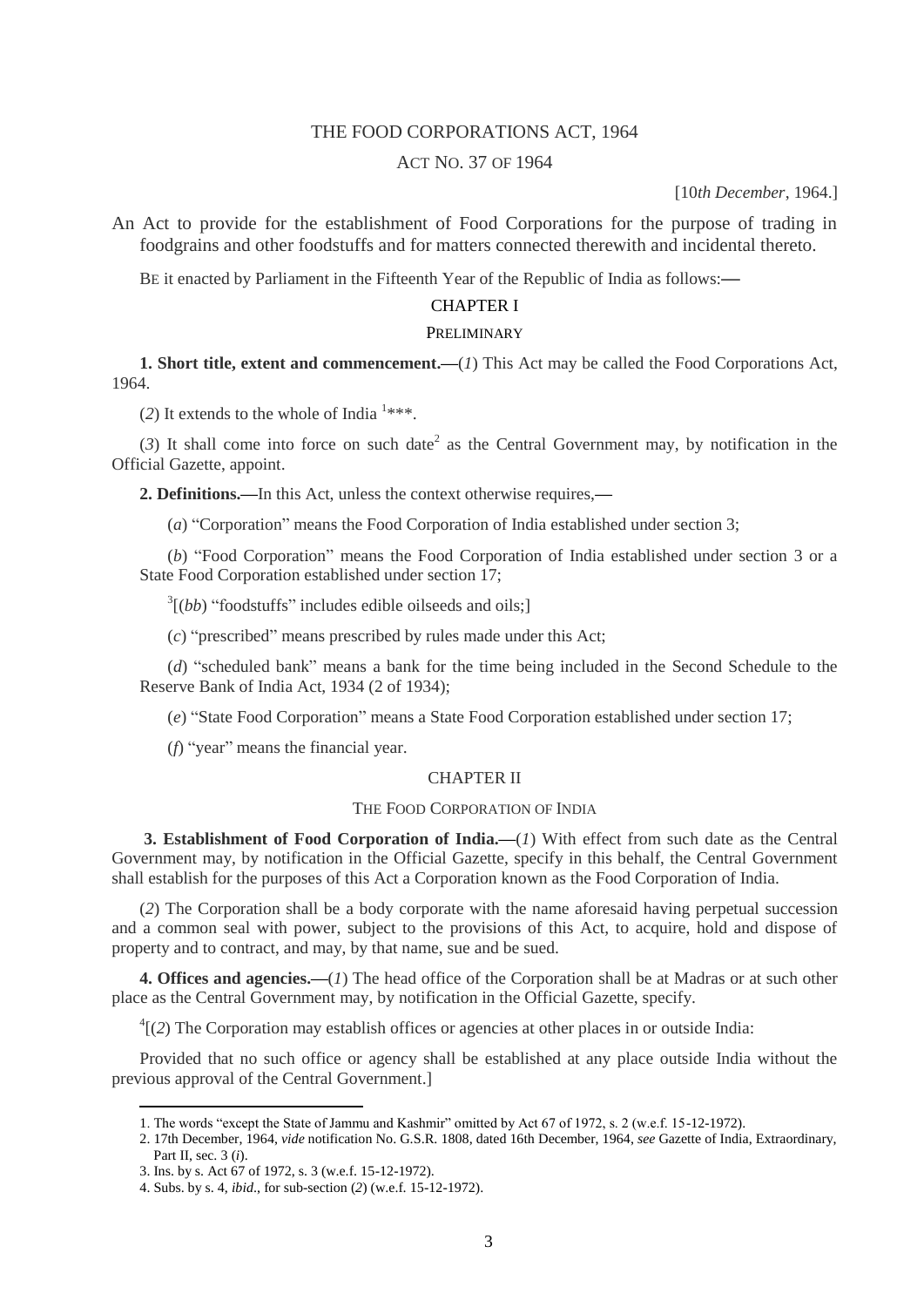# THE FOOD CORPORATIONS ACT, 1964

ACT NO. 37 OF 1964

[10*th December*, 1964.]

An Act to provide for the establishment of Food Corporations for the purpose of trading in foodgrains and other foodstuffs and for matters connected therewith and incidental thereto.

BE it enacted by Parliament in the Fifteenth Year of the Republic of India as follows:—

## CHAPTER I

### PRELIMINARY

**1. Short title, extent and commencement.**—(*1*) This Act may be called the Food Corporations Act, 1964.

(*2*) It extends to the whole of India [1]***.

(*3*) It shall come into force on such date[2] as the Central Government may, by notification in the Official Gazette, appoint.

**2. Definitions.**—In this Act, unless the context otherwise requires,—

(*a*) "Corporation" means the Food Corporation of India established under section 3;

(*b*) "Food Corporation" means the Food Corporation of India established under section 3 or a State Food Corporation established under section 17;

[3][(*bb*) "foodstuffs" includes edible oilseeds and oils;]

(*c*) "prescribed" means prescribed by rules made under this Act;

(*d*) "scheduled bank" means a bank for the time being included in the Second Schedule to the Reserve Bank of India Act, 1934 (2 of 1934);

(*e*) "State Food Corporation" means a State Food Corporation established under section 17;

(*f*) "year" means the financial year.

## CHAPTER II

### THE FOOD CORPORATION OF INDIA

**3. Establishment of Food Corporation of India.**—(*1*) With effect from such date as the Central Government may, by notification in the Official Gazette, specify in this behalf, the Central Government shall establish for the purposes of this Act a Corporation known as the Food Corporation of India.

(*2*) The Corporation shall be a body corporate with the name aforesaid having perpetual succession and a common seal with power, subject to the provisions of this Act, to acquire, hold and dispose of property and to contract, and may, by that name, sue and be sued.

**4. Offices and agencies.**—(*1*) The head office of the Corporation shall be at Madras or at such other place as the Central Government may, by notification in the Official Gazette, specify.

[4][(*2*) The Corporation may establish offices or agencies at other places in or outside India:

Provided that no such office or agency shall be established at any place outside India without the previous approval of the Central Government.]

---

1. The words "except the State of Jammu and Kashmir" omitted by Act 67 of 1972, s. 2 (w.e.f. 15-12-1972).
2. 17th December, 1964, *vide* notification No. G.S.R. 1808, dated 16th December, 1964, *see* Gazette of India, Extraordinary, Part II, sec. 3 (*i*).
3. Ins. by s. Act 67 of 1972, s. 3 (w.e.f. 15-12-1972).
4. Subs. by s. 4, *ibid*., for sub-section (*2*) (w.e.f. 15-12-1972).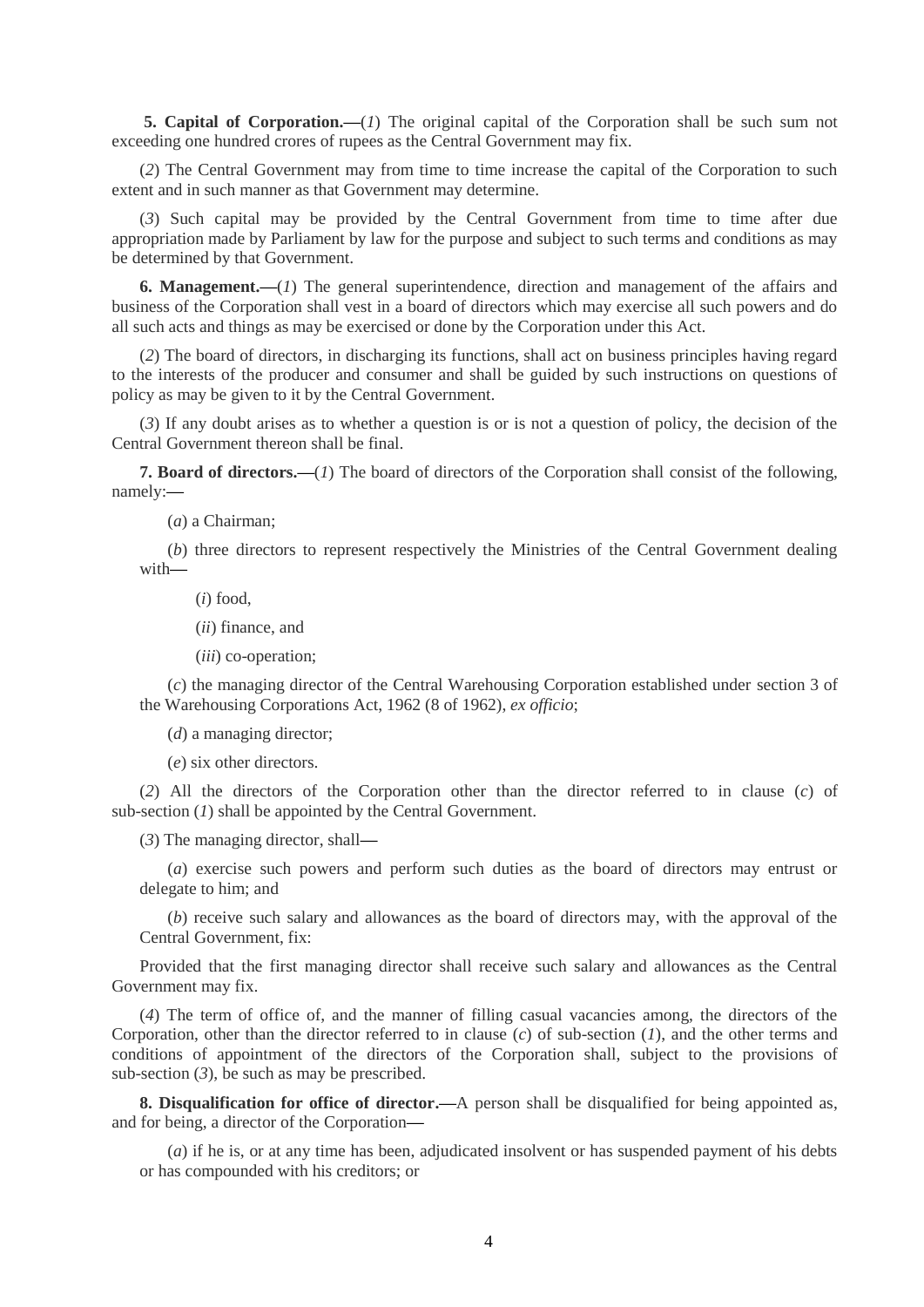**5. Capital of Corporation.—**(*1*) The original capital of the Corporation shall be such sum not exceeding one hundred crores of rupees as the Central Government may fix.

(*2*) The Central Government may from time to time increase the capital of the Corporation to such extent and in such manner as that Government may determine.

(*3*) Such capital may be provided by the Central Government from time to time after due appropriation made by Parliament by law for the purpose and subject to such terms and conditions as may be determined by that Government.

**6. Management.—**(*1*) The general superintendence, direction and management of the affairs and business of the Corporation shall vest in a board of directors which may exercise all such powers and do all such acts and things as may be exercised or done by the Corporation under this Act.

(*2*) The board of directors, in discharging its functions, shall act on business principles having regard to the interests of the producer and consumer and shall be guided by such instructions on questions of policy as may be given to it by the Central Government.

(*3*) If any doubt arises as to whether a question is or is not a question of policy, the decision of the Central Government thereon shall be final.

**7. Board of directors.—**(*1*) The board of directors of the Corporation shall consist of the following, namely:—

(*a*) a Chairman;

(*b*) three directors to represent respectively the Ministries of the Central Government dealing with—

(*i*) food,

(*ii*) finance, and

(*iii*) co-operation;

(*c*) the managing director of the Central Warehousing Corporation established under section 3 of the Warehousing Corporations Act, 1962 (8 of 1962), *ex officio*;

(*d*) a managing director;

(*e*) six other directors.

(*2*) All the directors of the Corporation other than the director referred to in clause (*c*) of sub-section (*1*) shall be appointed by the Central Government.

(*3*) The managing director, shall—

(*a*) exercise such powers and perform such duties as the board of directors may entrust or delegate to him; and

(*b*) receive such salary and allowances as the board of directors may, with the approval of the Central Government, fix:

Provided that the first managing director shall receive such salary and allowances as the Central Government may fix.

(*4*) The term of office of, and the manner of filling casual vacancies among, the directors of the Corporation, other than the director referred to in clause (*c*) of sub-section (*1*), and the other terms and conditions of appointment of the directors of the Corporation shall, subject to the provisions of sub-section (*3*), be such as may be prescribed.

**8. Disqualification for office of director.—**A person shall be disqualified for being appointed as, and for being, a director of the Corporation—

(*a*) if he is, or at any time has been, adjudicated insolvent or has suspended payment of his debts or has compounded with his creditors; or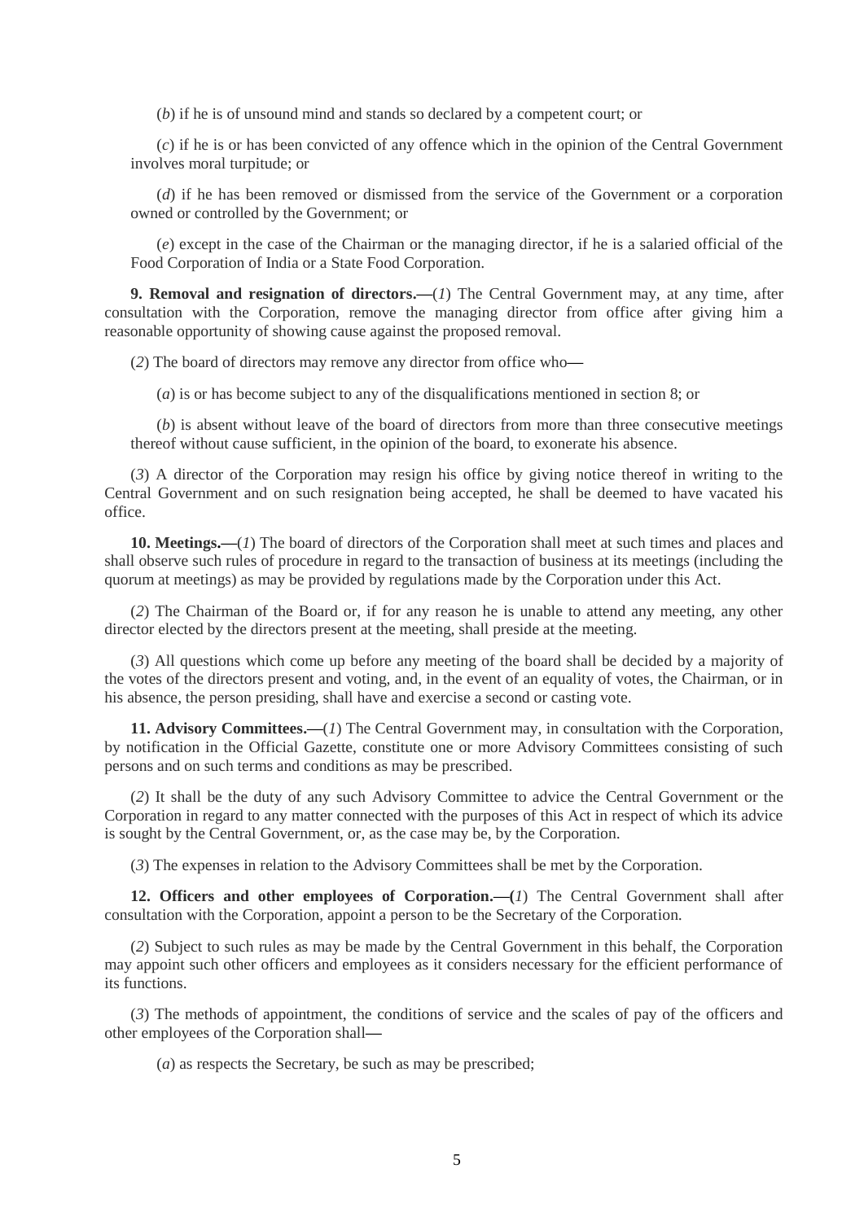(*b*) if he is of unsound mind and stands so declared by a competent court; or

(*c*) if he is or has been convicted of any offence which in the opinion of the Central Government involves moral turpitude; or

(*d*) if he has been removed or dismissed from the service of the Government or a corporation owned or controlled by the Government; or

(*e*) except in the case of the Chairman or the managing director, if he is a salaried official of the Food Corporation of India or a State Food Corporation.

**9. Removal and resignation of directors.—**(*1*) The Central Government may, at any time, after consultation with the Corporation, remove the managing director from office after giving him a reasonable opportunity of showing cause against the proposed removal.

(*2*) The board of directors may remove any director from office who—

(*a*) is or has become subject to any of the disqualifications mentioned in section 8; or

(*b*) is absent without leave of the board of directors from more than three consecutive meetings thereof without cause sufficient, in the opinion of the board, to exonerate his absence.

(*3*) A director of the Corporation may resign his office by giving notice thereof in writing to the Central Government and on such resignation being accepted, he shall be deemed to have vacated his office.

**10. Meetings.—**(*1*) The board of directors of the Corporation shall meet at such times and places and shall observe such rules of procedure in regard to the transaction of business at its meetings (including the quorum at meetings) as may be provided by regulations made by the Corporation under this Act.

(*2*) The Chairman of the Board or, if for any reason he is unable to attend any meeting, any other director elected by the directors present at the meeting, shall preside at the meeting.

(*3*) All questions which come up before any meeting of the board shall be decided by a majority of the votes of the directors present and voting, and, in the event of an equality of votes, the Chairman, or in his absence, the person presiding, shall have and exercise a second or casting vote.

**11. Advisory Committees.—**(*1*) The Central Government may, in consultation with the Corporation, by notification in the Official Gazette, constitute one or more Advisory Committees consisting of such persons and on such terms and conditions as may be prescribed.

(*2*) It shall be the duty of any such Advisory Committee to advice the Central Government or the Corporation in regard to any matter connected with the purposes of this Act in respect of which its advice is sought by the Central Government, or, as the case may be, by the Corporation.

(*3*) The expenses in relation to the Advisory Committees shall be met by the Corporation.

**12. Officers and other employees of Corporation.—(***1*) The Central Government shall after consultation with the Corporation, appoint a person to be the Secretary of the Corporation.

(*2*) Subject to such rules as may be made by the Central Government in this behalf, the Corporation may appoint such other officers and employees as it considers necessary for the efficient performance of its functions.

(*3*) The methods of appointment, the conditions of service and the scales of pay of the officers and other employees of the Corporation shall—

(*a*) as respects the Secretary, be such as may be prescribed;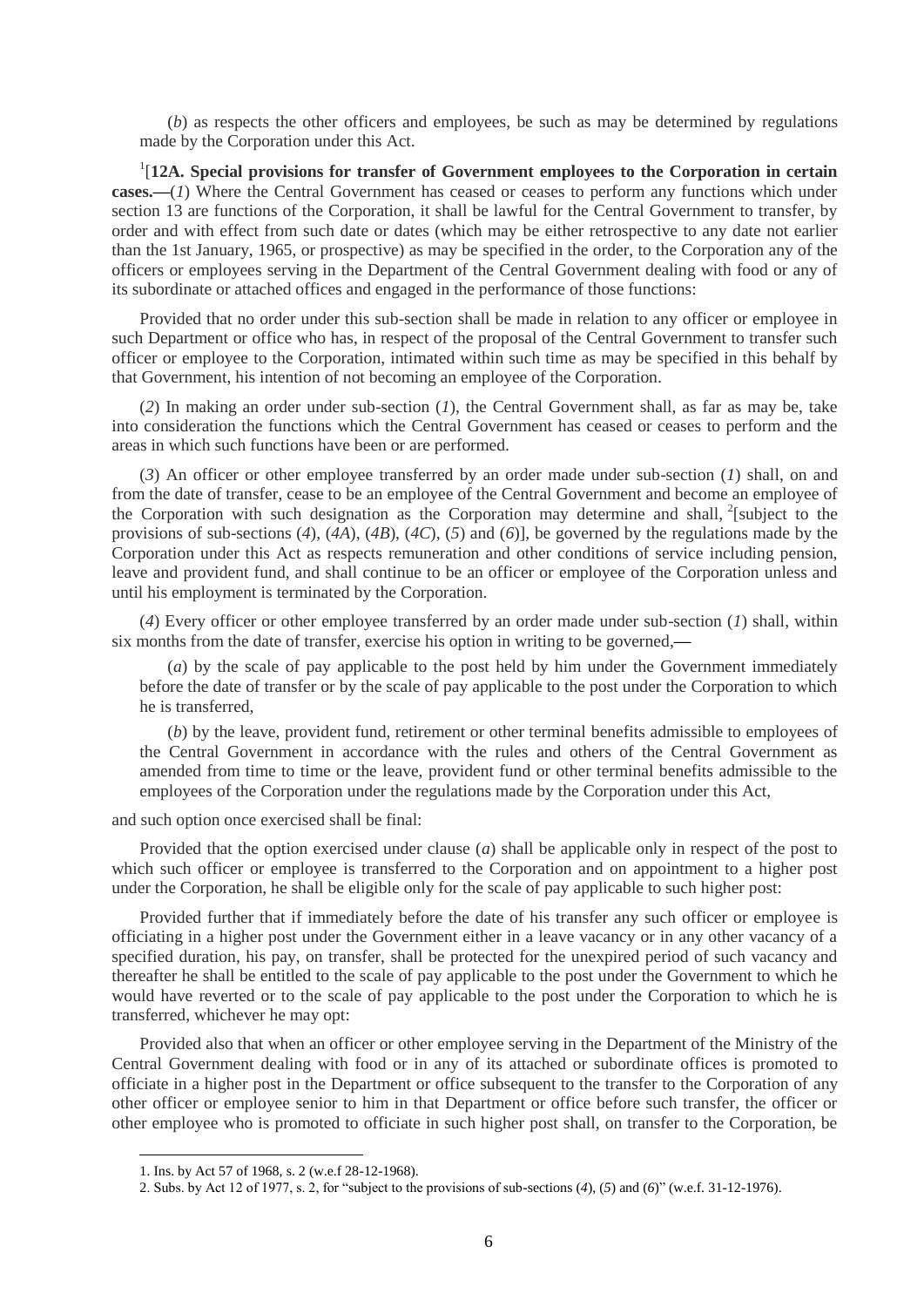(*b*) as respects the other officers and employees, be such as may be determined by regulations made by the Corporation under this Act.

[1][**12A. Special provisions for transfer of Government employees to the Corporation in certain cases.—**(*1*) Where the Central Government has ceased or ceases to perform any functions which under section 13 are functions of the Corporation, it shall be lawful for the Central Government to transfer, by order and with effect from such date or dates (which may be either retrospective to any date not earlier than the 1st January, 1965, or prospective) as may be specified in the order, to the Corporation any of the officers or employees serving in the Department of the Central Government dealing with food or any of its subordinate or attached offices and engaged in the performance of those functions:

Provided that no order under this sub-section shall be made in relation to any officer or employee in such Department or office who has, in respect of the proposal of the Central Government to transfer such officer or employee to the Corporation, intimated within such time as may be specified in this behalf by that Government, his intention of not becoming an employee of the Corporation.

(*2*) In making an order under sub-section (*1*), the Central Government shall, as far as may be, take into consideration the functions which the Central Government has ceased or ceases to perform and the areas in which such functions have been or are performed.

(*3*) An officer or other employee transferred by an order made under sub-section (*1*) shall, on and from the date of transfer, cease to be an employee of the Central Government and become an employee of the Corporation with such designation as the Corporation may determine and shall, [2][subject to the provisions of sub-sections (*4*), (*4A*), (*4B*), (*4C*), (*5*) and (*6*)], be governed by the regulations made by the Corporation under this Act as respects remuneration and other conditions of service including pension, leave and provident fund, and shall continue to be an officer or employee of the Corporation unless and until his employment is terminated by the Corporation.

(*4*) Every officer or other employee transferred by an order made under sub-section (*1*) shall, within six months from the date of transfer, exercise his option in writing to be governed,—

(*a*) by the scale of pay applicable to the post held by him under the Government immediately before the date of transfer or by the scale of pay applicable to the post under the Corporation to which he is transferred,

(*b*) by the leave, provident fund, retirement or other terminal benefits admissible to employees of the Central Government in accordance with the rules and others of the Central Government as amended from time to time or the leave, provident fund or other terminal benefits admissible to the employees of the Corporation under the regulations made by the Corporation under this Act,

and such option once exercised shall be final:

Provided that the option exercised under clause (*a*) shall be applicable only in respect of the post to which such officer or employee is transferred to the Corporation and on appointment to a higher post under the Corporation, he shall be eligible only for the scale of pay applicable to such higher post:

Provided further that if immediately before the date of his transfer any such officer or employee is officiating in a higher post under the Government either in a leave vacancy or in any other vacancy of a specified duration, his pay, on transfer, shall be protected for the unexpired period of such vacancy and thereafter he shall be entitled to the scale of pay applicable to the post under the Government to which he would have reverted or to the scale of pay applicable to the post under the Corporation to which he is transferred, whichever he may opt:

Provided also that when an officer or other employee serving in the Department of the Ministry of the Central Government dealing with food or in any of its attached or subordinate offices is promoted to officiate in a higher post in the Department or office subsequent to the transfer to the Corporation of any other officer or employee senior to him in that Department or office before such transfer, the officer or other employee who is promoted to officiate in such higher post shall, on transfer to the Corporation, be

---

1. Ins. by Act 57 of 1968, s. 2 (w.e.f 28-12-1968).

2. Subs. by Act 12 of 1977, s. 2, for "subject to the provisions of sub-sections (*4*), (*5*) and (*6*)" (w.e.f. 31-12-1976).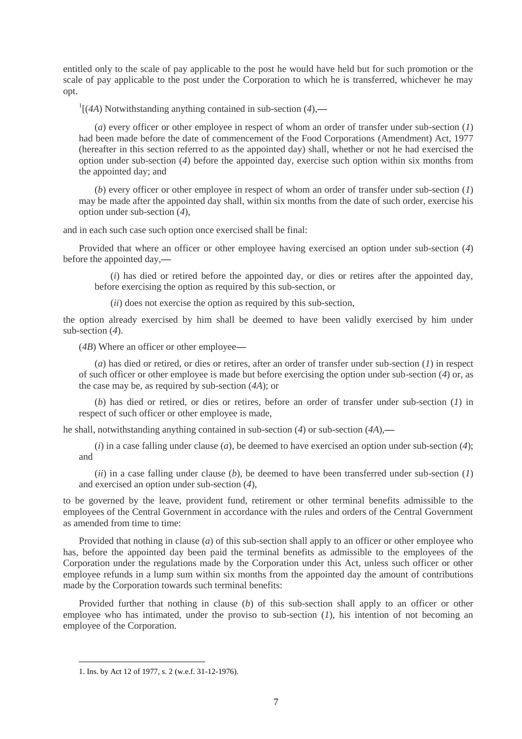entitled only to the scale of pay applicable to the post he would have held but for such promotion or the scale of pay applicable to the post under the Corporation to which he is transferred, whichever he may opt.

[1][(*4A*) Notwithstanding anything contained in sub-section (*4*),—

(*a*) every officer or other employee in respect of whom an order of transfer under sub-section (*1*) had been made before the date of commencement of the Food Corporations (Amendment) Act, 1977 (hereafter in this section referred to as the appointed day) shall, whether or not he had exercised the option under sub-section (*4*) before the appointed day, exercise such option within six months from the appointed day; and

(*b*) every officer or other employee in respect of whom an order of transfer under sub-section (*1*) may be made after the appointed day shall, within six months from the date of such order, exercise his option under sub-section (*4*),

and in each such case such option once exercised shall be final:

Provided that where an officer or other employee having exercised an option under sub-section (*4*) before the appointed day,—

(*i*) has died or retired before the appointed day, or dies or retires after the appointed day, before exercising the option as required by this sub-section, or

(*ii*) does not exercise the option as required by this sub-section,

the option already exercised by him shall be deemed to have been validly exercised by him under sub-section (*4*).

(*4B*) Where an officer or other employee—

(*a*) has died or retired, or dies or retires, after an order of transfer under sub-section (*1*) in respect of such officer or other employee is made but before exercising the option under sub-section (*4*) or, as the case may be, as required by sub-section (*4A*); or

(*b*) has died or retired, or dies or retires, before an order of transfer under sub-section (*1*) in respect of such officer or other employee is made,

he shall, notwithstanding anything contained in sub-section (*4*) or sub-section (*4A*),—

(*i*) in a case falling under clause (*a*), be deemed to have exercised an option under sub-section (*4*); and

(*ii*) in a case falling under clause (*b*), be deemed to have been transferred under sub-section (*1*) and exercised an option under sub-section (*4*),

to be governed by the leave, provident fund, retirement or other terminal benefits admissible to the employees of the Central Government in accordance with the rules and orders of the Central Government as amended from time to time:

Provided that nothing in clause (*a*) of this sub-section shall apply to an officer or other employee who has, before the appointed day been paid the terminal benefits as admissible to the employees of the Corporation under the regulations made by the Corporation under this Act, unless such officer or other employee refunds in a lump sum within six months from the appointed day the amount of contributions made by the Corporation towards such terminal benefits:

Provided further that nothing in clause (*b*) of this sub-section shall apply to an officer or other employee who has intimated, under the proviso to sub-section (*1*), his intention of not becoming an employee of the Corporation.

---

1. Ins. by Act 12 of 1977, s. 2 (w.e.f. 31-12-1976).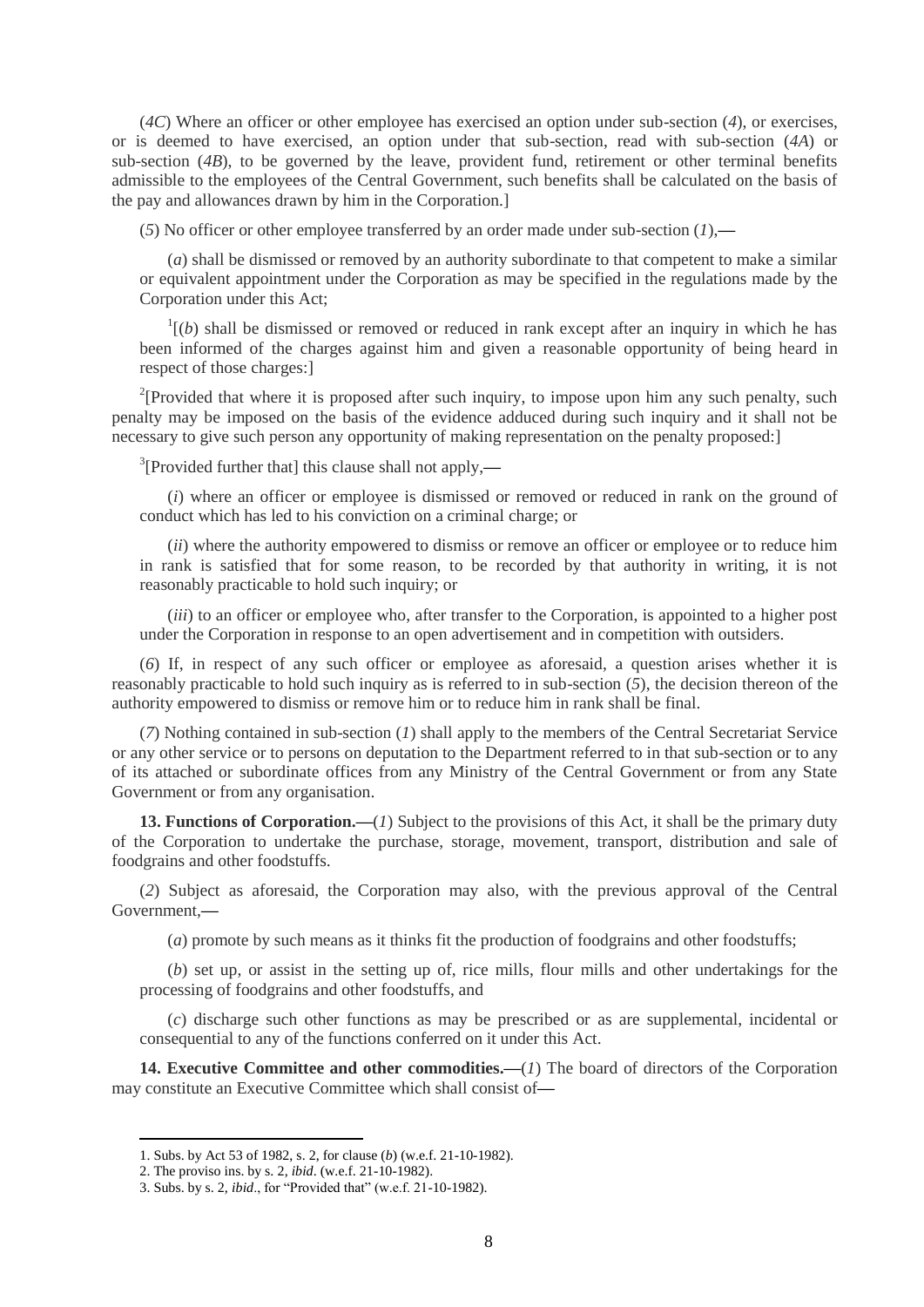(*4C*) Where an officer or other employee has exercised an option under sub-section (*4*), or exercises, or is deemed to have exercised, an option under that sub-section, read with sub-section (*4A*) or sub-section (*4B*), to be governed by the leave, provident fund, retirement or other terminal benefits admissible to the employees of the Central Government, such benefits shall be calculated on the basis of the pay and allowances drawn by him in the Corporation.]

(*5*) No officer or other employee transferred by an order made under sub-section (*1*),—

(*a*) shall be dismissed or removed by an authority subordinate to that competent to make a similar or equivalent appointment under the Corporation as may be specified in the regulations made by the Corporation under this Act;

[1][(*b*) shall be dismissed or removed or reduced in rank except after an inquiry in which he has been informed of the charges against him and given a reasonable opportunity of being heard in respect of those charges:]

[2][Provided that where it is proposed after such inquiry, to impose upon him any such penalty, such penalty may be imposed on the basis of the evidence adduced during such inquiry and it shall not be necessary to give such person any opportunity of making representation on the penalty proposed:]

[3][Provided further that] this clause shall not apply,—

(*i*) where an officer or employee is dismissed or removed or reduced in rank on the ground of conduct which has led to his conviction on a criminal charge; or

(*ii*) where the authority empowered to dismiss or remove an officer or employee or to reduce him in rank is satisfied that for some reason, to be recorded by that authority in writing, it is not reasonably practicable to hold such inquiry; or

(*iii*) to an officer or employee who, after transfer to the Corporation, is appointed to a higher post under the Corporation in response to an open advertisement and in competition with outsiders.

(*6*) If, in respect of any such officer or employee as aforesaid, a question arises whether it is reasonably practicable to hold such inquiry as is referred to in sub-section (*5*), the decision thereon of the authority empowered to dismiss or remove him or to reduce him in rank shall be final.

(*7*) Nothing contained in sub-section (*1*) shall apply to the members of the Central Secretariat Service or any other service or to persons on deputation to the Department referred to in that sub-section or to any of its attached or subordinate offices from any Ministry of the Central Government or from any State Government or from any organisation.

**13. Functions of Corporation.**—(*1*) Subject to the provisions of this Act, it shall be the primary duty of the Corporation to undertake the purchase, storage, movement, transport, distribution and sale of foodgrains and other foodstuffs.

(*2*) Subject as aforesaid, the Corporation may also, with the previous approval of the Central Government,—

(*a*) promote by such means as it thinks fit the production of foodgrains and other foodstuffs;

(*b*) set up, or assist in the setting up of, rice mills, flour mills and other undertakings for the processing of foodgrains and other foodstuffs, and

(*c*) discharge such other functions as may be prescribed or as are supplemental, incidental or consequential to any of the functions conferred on it under this Act.

**14. Executive Committee and other commodities.**—(*1*) The board of directors of the Corporation may constitute an Executive Committee which shall consist of—

---

1. Subs. by Act 53 of 1982, s. 2, for clause (*b*) (w.e.f. 21-10-1982).
2. The proviso ins. by s. 2, *ibid*. (w.e.f. 21-10-1982).
3. Subs. by s. 2, *ibid*., for "Provided that" (w.e.f. 21-10-1982).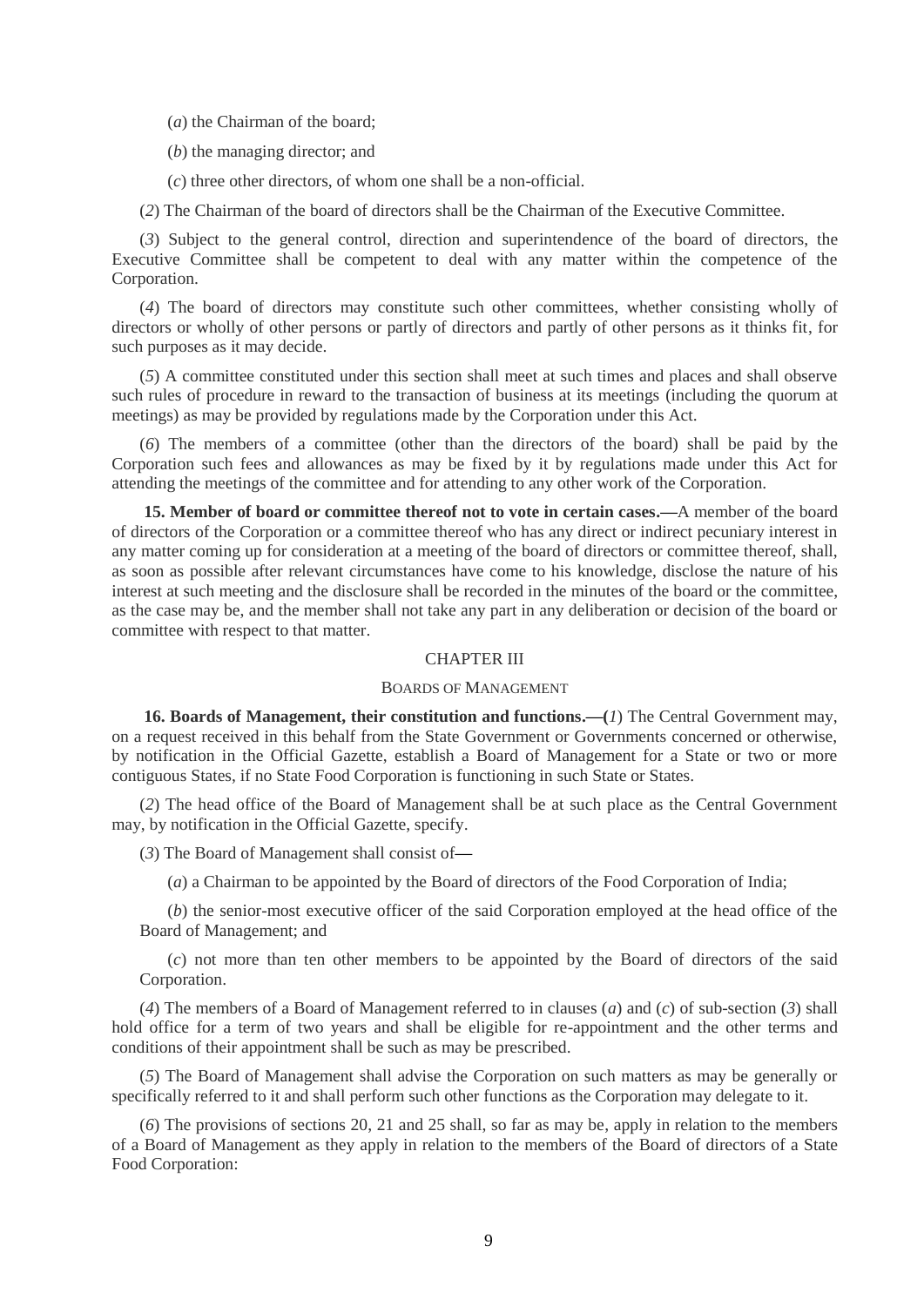(*a*) the Chairman of the board;

(*b*) the managing director; and

(*c*) three other directors, of whom one shall be a non-official.

(*2*) The Chairman of the board of directors shall be the Chairman of the Executive Committee.

(*3*) Subject to the general control, direction and superintendence of the board of directors, the Executive Committee shall be competent to deal with any matter within the competence of the Corporation.

(*4*) The board of directors may constitute such other committees, whether consisting wholly of directors or wholly of other persons or partly of directors and partly of other persons as it thinks fit, for such purposes as it may decide.

(*5*) A committee constituted under this section shall meet at such times and places and shall observe such rules of procedure in reward to the transaction of business at its meetings (including the quorum at meetings) as may be provided by regulations made by the Corporation under this Act.

(*6*) The members of a committee (other than the directors of the board) shall be paid by the Corporation such fees and allowances as may be fixed by it by regulations made under this Act for attending the meetings of the committee and for attending to any other work of the Corporation.

**15. Member of board or committee thereof not to vote in certain cases.—**A member of the board of directors of the Corporation or a committee thereof who has any direct or indirect pecuniary interest in any matter coming up for consideration at a meeting of the board of directors or committee thereof, shall, as soon as possible after relevant circumstances have come to his knowledge, disclose the nature of his interest at such meeting and the disclosure shall be recorded in the minutes of the board or the committee, as the case may be, and the member shall not take any part in any deliberation or decision of the board or committee with respect to that matter.

## CHAPTER III

### BOARDS OF MANAGEMENT

**16. Boards of Management, their constitution and functions.—(***1***)** The Central Government may, on a request received in this behalf from the State Government or Governments concerned or otherwise, by notification in the Official Gazette, establish a Board of Management for a State or two or more contiguous States, if no State Food Corporation is functioning in such State or States.

(*2*) The head office of the Board of Management shall be at such place as the Central Government may, by notification in the Official Gazette, specify.

(*3*) The Board of Management shall consist of—

(*a*) a Chairman to be appointed by the Board of directors of the Food Corporation of India;

(*b*) the senior-most executive officer of the said Corporation employed at the head office of the Board of Management; and

(*c*) not more than ten other members to be appointed by the Board of directors of the said Corporation.

(*4*) The members of a Board of Management referred to in clauses (*a*) and (*c*) of sub-section (*3*) shall hold office for a term of two years and shall be eligible for re-appointment and the other terms and conditions of their appointment shall be such as may be prescribed.

(*5*) The Board of Management shall advise the Corporation on such matters as may be generally or specifically referred to it and shall perform such other functions as the Corporation may delegate to it.

(*6*) The provisions of sections 20, 21 and 25 shall, so far as may be, apply in relation to the members of a Board of Management as they apply in relation to the members of the Board of directors of a State Food Corporation: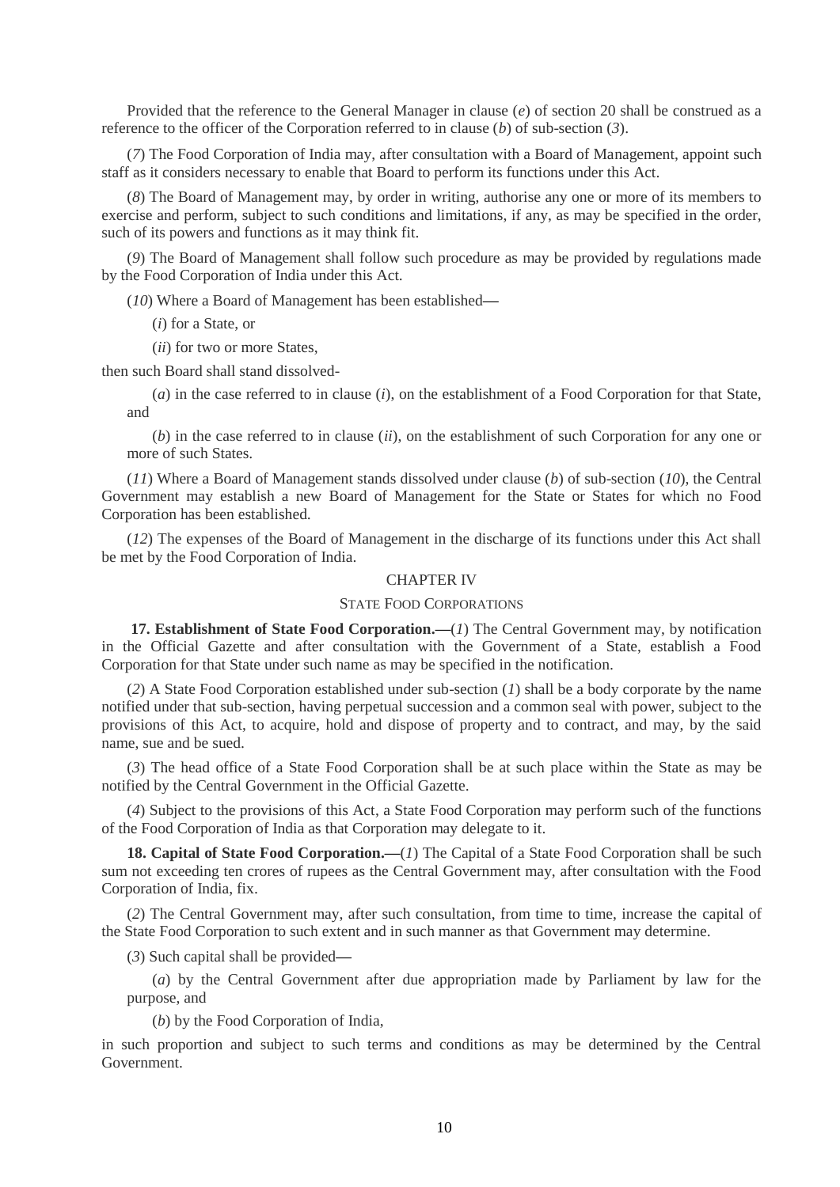Provided that the reference to the General Manager in clause (*e*) of section 20 shall be construed as a reference to the officer of the Corporation referred to in clause (*b*) of sub-section (*3*).

(*7*) The Food Corporation of India may, after consultation with a Board of Management, appoint such staff as it considers necessary to enable that Board to perform its functions under this Act.

(*8*) The Board of Management may, by order in writing, authorise any one or more of its members to exercise and perform, subject to such conditions and limitations, if any, as may be specified in the order, such of its powers and functions as it may think fit.

(*9*) The Board of Management shall follow such procedure as may be provided by regulations made by the Food Corporation of India under this Act.

(*10*) Where a Board of Management has been established—

(*i*) for a State, or

(*ii*) for two or more States,

then such Board shall stand dissolved-

(*a*) in the case referred to in clause (*i*), on the establishment of a Food Corporation for that State, and

(*b*) in the case referred to in clause (*ii*), on the establishment of such Corporation for any one or more of such States.

(*11*) Where a Board of Management stands dissolved under clause (*b*) of sub-section (*10*), the Central Government may establish a new Board of Management for the State or States for which no Food Corporation has been established.

(*12*) The expenses of the Board of Management in the discharge of its functions under this Act shall be met by the Food Corporation of India.

## CHAPTER IV

### STATE FOOD CORPORATIONS

**17. Establishment of State Food Corporation.**—(*1*) The Central Government may, by notification in the Official Gazette and after consultation with the Government of a State, establish a Food Corporation for that State under such name as may be specified in the notification.

(*2*) A State Food Corporation established under sub-section (*1*) shall be a body corporate by the name notified under that sub-section, having perpetual succession and a common seal with power, subject to the provisions of this Act, to acquire, hold and dispose of property and to contract, and may, by the said name, sue and be sued.

(*3*) The head office of a State Food Corporation shall be at such place within the State as may be notified by the Central Government in the Official Gazette.

(*4*) Subject to the provisions of this Act, a State Food Corporation may perform such of the functions of the Food Corporation of India as that Corporation may delegate to it.

**18. Capital of State Food Corporation.**—(*1*) The Capital of a State Food Corporation shall be such sum not exceeding ten crores of rupees as the Central Government may, after consultation with the Food Corporation of India, fix.

(*2*) The Central Government may, after such consultation, from time to time, increase the capital of the State Food Corporation to such extent and in such manner as that Government may determine.

(*3*) Such capital shall be provided—

(*a*) by the Central Government after due appropriation made by Parliament by law for the purpose, and

(*b*) by the Food Corporation of India,

in such proportion and subject to such terms and conditions as may be determined by the Central Government.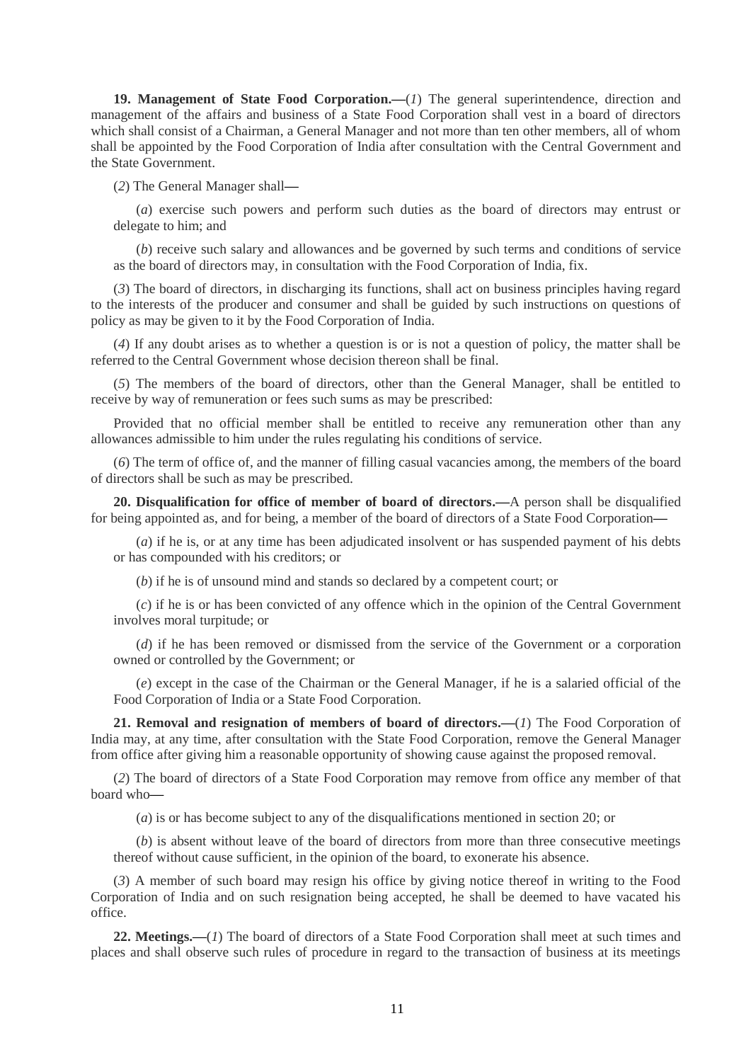**19. Management of State Food Corporation.**—(*1*) The general superintendence, direction and management of the affairs and business of a State Food Corporation shall vest in a board of directors which shall consist of a Chairman, a General Manager and not more than ten other members, all of whom shall be appointed by the Food Corporation of India after consultation with the Central Government and the State Government.

(*2*) The General Manager shall—

(*a*) exercise such powers and perform such duties as the board of directors may entrust or delegate to him; and

(*b*) receive such salary and allowances and be governed by such terms and conditions of service as the board of directors may, in consultation with the Food Corporation of India, fix.

(*3*) The board of directors, in discharging its functions, shall act on business principles having regard to the interests of the producer and consumer and shall be guided by such instructions on questions of policy as may be given to it by the Food Corporation of India.

(*4*) If any doubt arises as to whether a question is or is not a question of policy, the matter shall be referred to the Central Government whose decision thereon shall be final.

(*5*) The members of the board of directors, other than the General Manager, shall be entitled to receive by way of remuneration or fees such sums as may be prescribed:

Provided that no official member shall be entitled to receive any remuneration other than any allowances admissible to him under the rules regulating his conditions of service.

(*6*) The term of office of, and the manner of filling casual vacancies among, the members of the board of directors shall be such as may be prescribed.

**20. Disqualification for office of member of board of directors.**—A person shall be disqualified for being appointed as, and for being, a member of the board of directors of a State Food Corporation—

(*a*) if he is, or at any time has been adjudicated insolvent or has suspended payment of his debts or has compounded with his creditors; or

(*b*) if he is of unsound mind and stands so declared by a competent court; or

(*c*) if he is or has been convicted of any offence which in the opinion of the Central Government involves moral turpitude; or

(*d*) if he has been removed or dismissed from the service of the Government or a corporation owned or controlled by the Government; or

(*e*) except in the case of the Chairman or the General Manager, if he is a salaried official of the Food Corporation of India or a State Food Corporation.

**21. Removal and resignation of members of board of directors.**—(*1*) The Food Corporation of India may, at any time, after consultation with the State Food Corporation, remove the General Manager from office after giving him a reasonable opportunity of showing cause against the proposed removal.

(*2*) The board of directors of a State Food Corporation may remove from office any member of that board who—

(*a*) is or has become subject to any of the disqualifications mentioned in section 20; or

(*b*) is absent without leave of the board of directors from more than three consecutive meetings thereof without cause sufficient, in the opinion of the board, to exonerate his absence.

(*3*) A member of such board may resign his office by giving notice thereof in writing to the Food Corporation of India and on such resignation being accepted, he shall be deemed to have vacated his office.

**22. Meetings.**—(*1*) The board of directors of a State Food Corporation shall meet at such times and places and shall observe such rules of procedure in regard to the transaction of business at its meetings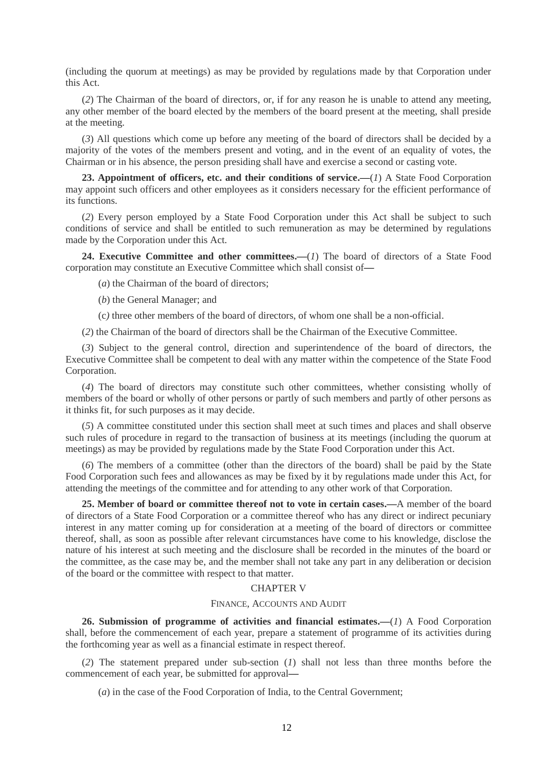(including the quorum at meetings) as may be provided by regulations made by that Corporation under this Act.

(*2*) The Chairman of the board of directors, or, if for any reason he is unable to attend any meeting, any other member of the board elected by the members of the board present at the meeting, shall preside at the meeting.

(*3*) All questions which come up before any meeting of the board of directors shall be decided by a majority of the votes of the members present and voting, and in the event of an equality of votes, the Chairman or in his absence, the person presiding shall have and exercise a second or casting vote.

**23. Appointment of officers, etc. and their conditions of service.—**(*1*) A State Food Corporation may appoint such officers and other employees as it considers necessary for the efficient performance of its functions.

(*2*) Every person employed by a State Food Corporation under this Act shall be subject to such conditions of service and shall be entitled to such remuneration as may be determined by regulations made by the Corporation under this Act.

**24. Executive Committee and other committees.—**(*1*) The board of directors of a State Food corporation may constitute an Executive Committee which shall consist of—

(*a*) the Chairman of the board of directors;

(*b*) the General Manager; and

(*c*) three other members of the board of directors, of whom one shall be a non-official.

(*2*) the Chairman of the board of directors shall be the Chairman of the Executive Committee.

(*3*) Subject to the general control, direction and superintendence of the board of directors, the Executive Committee shall be competent to deal with any matter within the competence of the State Food Corporation.

(*4*) The board of directors may constitute such other committees, whether consisting wholly of members of the board or wholly of other persons or partly of such members and partly of other persons as it thinks fit, for such purposes as it may decide.

(*5*) A committee constituted under this section shall meet at such times and places and shall observe such rules of procedure in regard to the transaction of business at its meetings (including the quorum at meetings) as may be provided by regulations made by the State Food Corporation under this Act.

(*6*) The members of a committee (other than the directors of the board) shall be paid by the State Food Corporation such fees and allowances as may be fixed by it by regulations made under this Act, for attending the meetings of the committee and for attending to any other work of that Corporation.

**25. Member of board or committee thereof not to vote in certain cases.—**A member of the board of directors of a State Food Corporation or a committee thereof who has any direct or indirect pecuniary interest in any matter coming up for consideration at a meeting of the board of directors or committee thereof, shall, as soon as possible after relevant circumstances have come to his knowledge, disclose the nature of his interest at such meeting and the disclosure shall be recorded in the minutes of the board or the committee, as the case may be, and the member shall not take any part in any deliberation or decision of the board or the committee with respect to that matter.

## CHAPTER V

### FINANCE, ACCOUNTS AND AUDIT

**26. Submission of programme of activities and financial estimates.—**(*1*) A Food Corporation shall, before the commencement of each year, prepare a statement of programme of its activities during the forthcoming year as well as a financial estimate in respect thereof.

(*2*) The statement prepared under sub-section (*1*) shall not less than three months before the commencement of each year, be submitted for approval—

(*a*) in the case of the Food Corporation of India, to the Central Government;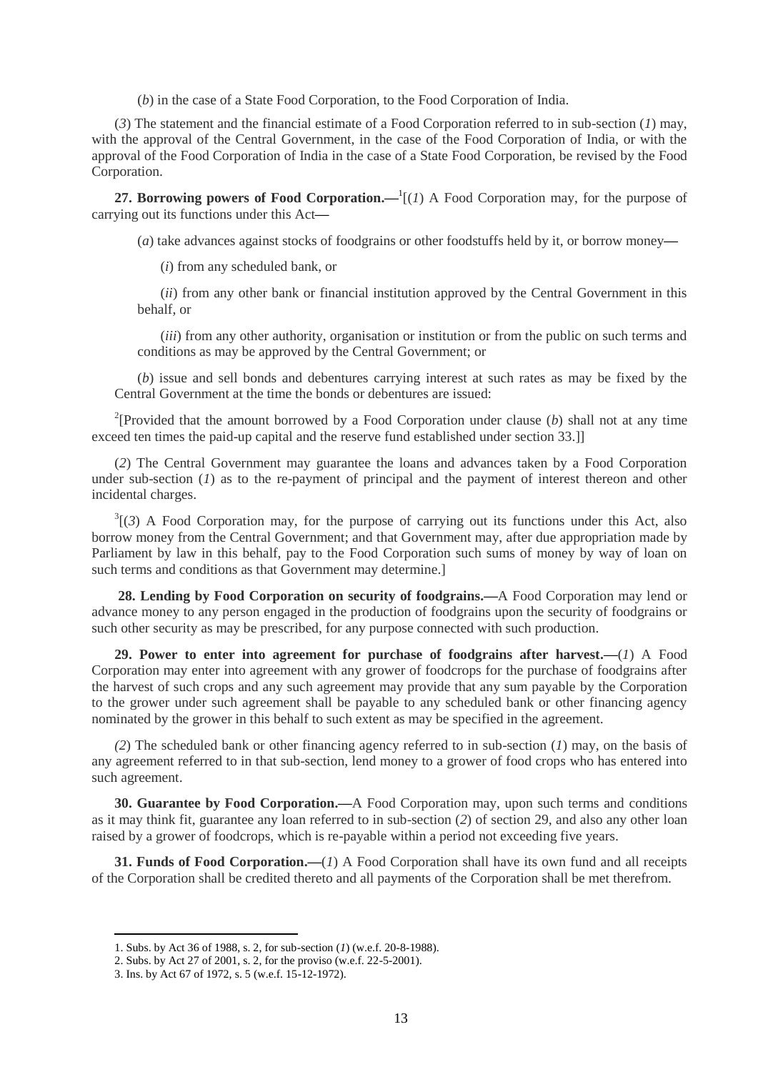(*b*) in the case of a State Food Corporation, to the Food Corporation of India.

(*3*) The statement and the financial estimate of a Food Corporation referred to in sub-section (*1*) may, with the approval of the Central Government, in the case of the Food Corporation of India, or with the approval of the Food Corporation of India in the case of a State Food Corporation, be revised by the Food Corporation.

**27. Borrowing powers of Food Corporation.—**[1][(*1*) A Food Corporation may, for the purpose of carrying out its functions under this Act—

(*a*) take advances against stocks of foodgrains or other foodstuffs held by it, or borrow money—

(*i*) from any scheduled bank, or

(*ii*) from any other bank or financial institution approved by the Central Government in this behalf, or

(*iii*) from any other authority, organisation or institution or from the public on such terms and conditions as may be approved by the Central Government; or

(*b*) issue and sell bonds and debentures carrying interest at such rates as may be fixed by the Central Government at the time the bonds or debentures are issued:

[2][Provided that the amount borrowed by a Food Corporation under clause (*b*) shall not at any time exceed ten times the paid-up capital and the reserve fund established under section 33.]]

(*2*) The Central Government may guarantee the loans and advances taken by a Food Corporation under sub-section (*1*) as to the re-payment of principal and the payment of interest thereon and other incidental charges.

[3][(*3*) A Food Corporation may, for the purpose of carrying out its functions under this Act, also borrow money from the Central Government; and that Government may, after due appropriation made by Parliament by law in this behalf, pay to the Food Corporation such sums of money by way of loan on such terms and conditions as that Government may determine.]

**28. Lending by Food Corporation on security of foodgrains.—**A Food Corporation may lend or advance money to any person engaged in the production of foodgrains upon the security of foodgrains or such other security as may be prescribed, for any purpose connected with such production.

**29. Power to enter into agreement for purchase of foodgrains after harvest.—**(*1*) A Food Corporation may enter into agreement with any grower of foodcrops for the purchase of foodgrains after the harvest of such crops and any such agreement may provide that any sum payable by the Corporation to the grower under such agreement shall be payable to any scheduled bank or other financing agency nominated by the grower in this behalf to such extent as may be specified in the agreement.

(*2*) The scheduled bank or other financing agency referred to in sub-section (*1*) may, on the basis of any agreement referred to in that sub-section, lend money to a grower of food crops who has entered into such agreement.

**30. Guarantee by Food Corporation.—**A Food Corporation may, upon such terms and conditions as it may think fit, guarantee any loan referred to in sub-section (*2*) of section 29, and also any other loan raised by a grower of foodcrops, which is re-payable within a period not exceeding five years.

**31. Funds of Food Corporation.—**(*1*) A Food Corporation shall have its own fund and all receipts of the Corporation shall be credited thereto and all payments of the Corporation shall be met therefrom.

---

1. Subs. by Act 36 of 1988, s. 2, for sub-section (*1*) (w.e.f. 20-8-1988).
2. Subs. by Act 27 of 2001, s. 2, for the proviso (w.e.f. 22-5-2001).
3. Ins. by Act 67 of 1972, s. 5 (w.e.f. 15-12-1972).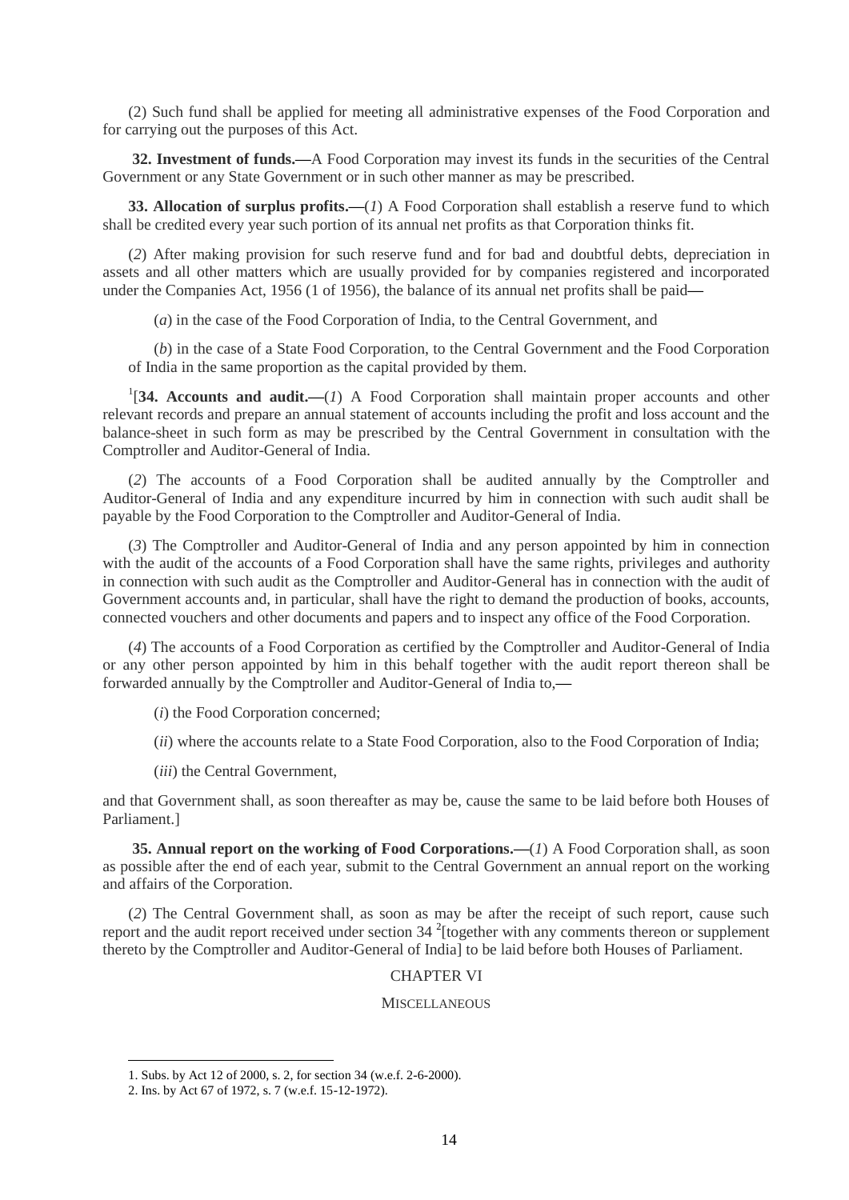(2) Such fund shall be applied for meeting all administrative expenses of the Food Corporation and for carrying out the purposes of this Act.

**32. Investment of funds.—**A Food Corporation may invest its funds in the securities of the Central Government or any State Government or in such other manner as may be prescribed.

**33. Allocation of surplus profits.—**(*1*) A Food Corporation shall establish a reserve fund to which shall be credited every year such portion of its annual net profits as that Corporation thinks fit.

(*2*) After making provision for such reserve fund and for bad and doubtful debts, depreciation in assets and all other matters which are usually provided for by companies registered and incorporated under the Companies Act, 1956 (1 of 1956), the balance of its annual net profits shall be paid—

(*a*) in the case of the Food Corporation of India, to the Central Government, and

(*b*) in the case of a State Food Corporation, to the Central Government and the Food Corporation of India in the same proportion as the capital provided by them.

[1][**34. Accounts and audit.—**(*1*) A Food Corporation shall maintain proper accounts and other relevant records and prepare an annual statement of accounts including the profit and loss account and the balance-sheet in such form as may be prescribed by the Central Government in consultation with the Comptroller and Auditor-General of India.

(*2*) The accounts of a Food Corporation shall be audited annually by the Comptroller and Auditor-General of India and any expenditure incurred by him in connection with such audit shall be payable by the Food Corporation to the Comptroller and Auditor-General of India.

(*3*) The Comptroller and Auditor-General of India and any person appointed by him in connection with the audit of the accounts of a Food Corporation shall have the same rights, privileges and authority in connection with such audit as the Comptroller and Auditor-General has in connection with the audit of Government accounts and, in particular, shall have the right to demand the production of books, accounts, connected vouchers and other documents and papers and to inspect any office of the Food Corporation.

(*4*) The accounts of a Food Corporation as certified by the Comptroller and Auditor-General of India or any other person appointed by him in this behalf together with the audit report thereon shall be forwarded annually by the Comptroller and Auditor-General of India to,—

(*i*) the Food Corporation concerned;

(*ii*) where the accounts relate to a State Food Corporation, also to the Food Corporation of India;

(*iii*) the Central Government,

and that Government shall, as soon thereafter as may be, cause the same to be laid before both Houses of Parliament.]

**35. Annual report on the working of Food Corporations.—**(*1*) A Food Corporation shall, as soon as possible after the end of each year, submit to the Central Government an annual report on the working and affairs of the Corporation.

(*2*) The Central Government shall, as soon as may be after the receipt of such report, cause such report and the audit report received under section 34 [2][together with any comments thereon or supplement thereto by the Comptroller and Auditor-General of India] to be laid before both Houses of Parliament.

## CHAPTER VI

### MISCELLANEOUS

---

1. Subs. by Act 12 of 2000, s. 2, for section 34 (w.e.f. 2-6-2000).

2. Ins. by Act 67 of 1972, s. 7 (w.e.f. 15-12-1972).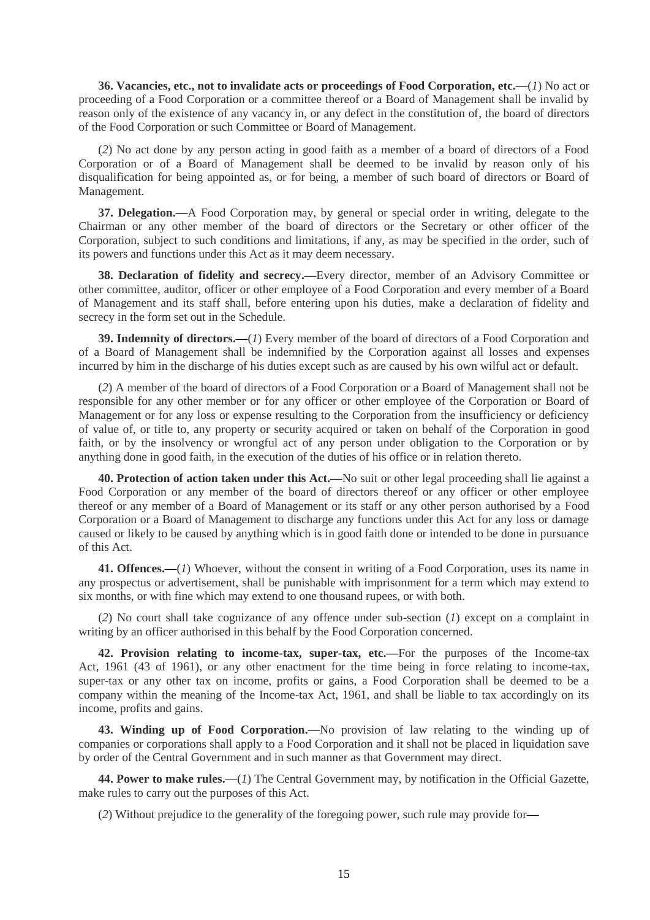**36. Vacancies, etc., not to invalidate acts or proceedings of Food Corporation, etc.—**(*1*) No act or proceeding of a Food Corporation or a committee thereof or a Board of Management shall be invalid by reason only of the existence of any vacancy in, or any defect in the constitution of, the board of directors of the Food Corporation or such Committee or Board of Management.

(*2*) No act done by any person acting in good faith as a member of a board of directors of a Food Corporation or of a Board of Management shall be deemed to be invalid by reason only of his disqualification for being appointed as, or for being, a member of such board of directors or Board of Management.

**37. Delegation.—**A Food Corporation may, by general or special order in writing, delegate to the Chairman or any other member of the board of directors or the Secretary or other officer of the Corporation, subject to such conditions and limitations, if any, as may be specified in the order, such of its powers and functions under this Act as it may deem necessary.

**38. Declaration of fidelity and secrecy.—**Every director, member of an Advisory Committee or other committee, auditor, officer or other employee of a Food Corporation and every member of a Board of Management and its staff shall, before entering upon his duties, make a declaration of fidelity and secrecy in the form set out in the Schedule.

**39. Indemnity of directors.—**(*1*) Every member of the board of directors of a Food Corporation and of a Board of Management shall be indemnified by the Corporation against all losses and expenses incurred by him in the discharge of his duties except such as are caused by his own wilful act or default.

(*2*) A member of the board of directors of a Food Corporation or a Board of Management shall not be responsible for any other member or for any officer or other employee of the Corporation or Board of Management or for any loss or expense resulting to the Corporation from the insufficiency or deficiency of value of, or title to, any property or security acquired or taken on behalf of the Corporation in good faith, or by the insolvency or wrongful act of any person under obligation to the Corporation or by anything done in good faith, in the execution of the duties of his office or in relation thereto.

**40. Protection of action taken under this Act.—**No suit or other legal proceeding shall lie against a Food Corporation or any member of the board of directors thereof or any officer or other employee thereof or any member of a Board of Management or its staff or any other person authorised by a Food Corporation or a Board of Management to discharge any functions under this Act for any loss or damage caused or likely to be caused by anything which is in good faith done or intended to be done in pursuance of this Act.

**41. Offences.—**(*1*) Whoever, without the consent in writing of a Food Corporation, uses its name in any prospectus or advertisement, shall be punishable with imprisonment for a term which may extend to six months, or with fine which may extend to one thousand rupees, or with both.

(*2*) No court shall take cognizance of any offence under sub-section (*1*) except on a complaint in writing by an officer authorised in this behalf by the Food Corporation concerned.

**42. Provision relating to income-tax, super-tax, etc.—**For the purposes of the Income-tax Act, 1961 (43 of 1961), or any other enactment for the time being in force relating to income-tax, super-tax or any other tax on income, profits or gains, a Food Corporation shall be deemed to be a company within the meaning of the Income-tax Act, 1961, and shall be liable to tax accordingly on its income, profits and gains.

**43. Winding up of Food Corporation.—**No provision of law relating to the winding up of companies or corporations shall apply to a Food Corporation and it shall not be placed in liquidation save by order of the Central Government and in such manner as that Government may direct.

**44. Power to make rules.—**(*1*) The Central Government may, by notification in the Official Gazette, make rules to carry out the purposes of this Act.

(*2*) Without prejudice to the generality of the foregoing power, such rule may provide for—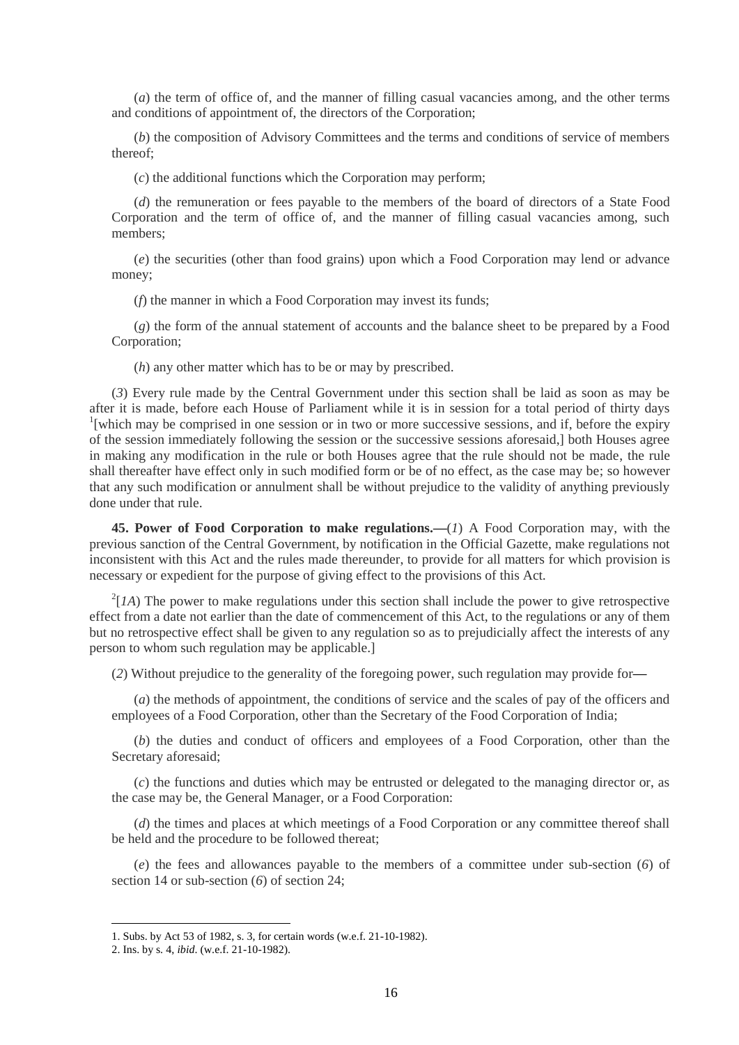(*a*) the term of office of, and the manner of filling casual vacancies among, and the other terms and conditions of appointment of, the directors of the Corporation;

(*b*) the composition of Advisory Committees and the terms and conditions of service of members thereof;

(*c*) the additional functions which the Corporation may perform;

(*d*) the remuneration or fees payable to the members of the board of directors of a State Food Corporation and the term of office of, and the manner of filling casual vacancies among, such members;

(*e*) the securities (other than food grains) upon which a Food Corporation may lend or advance money;

(*f*) the manner in which a Food Corporation may invest its funds;

(*g*) the form of the annual statement of accounts and the balance sheet to be prepared by a Food Corporation;

(*h*) any other matter which has to be or may by prescribed.

(*3*) Every rule made by the Central Government under this section shall be laid as soon as may be after it is made, before each House of Parliament while it is in session for a total period of thirty days [1][which may be comprised in one session or in two or more successive sessions, and if, before the expiry of the session immediately following the session or the successive sessions aforesaid,] both Houses agree in making any modification in the rule or both Houses agree that the rule should not be made, the rule shall thereafter have effect only in such modified form or be of no effect, as the case may be; so however that any such modification or annulment shall be without prejudice to the validity of anything previously done under that rule.

**45. Power of Food Corporation to make regulations.—**(*1*) A Food Corporation may, with the previous sanction of the Central Government, by notification in the Official Gazette, make regulations not inconsistent with this Act and the rules made thereunder, to provide for all matters for which provision is necessary or expedient for the purpose of giving effect to the provisions of this Act.

[2][*1A*) The power to make regulations under this section shall include the power to give retrospective effect from a date not earlier than the date of commencement of this Act, to the regulations or any of them but no retrospective effect shall be given to any regulation so as to prejudicially affect the interests of any person to whom such regulation may be applicable.]

(*2*) Without prejudice to the generality of the foregoing power, such regulation may provide for—

(*a*) the methods of appointment, the conditions of service and the scales of pay of the officers and employees of a Food Corporation, other than the Secretary of the Food Corporation of India;

(*b*) the duties and conduct of officers and employees of a Food Corporation, other than the Secretary aforesaid;

(*c*) the functions and duties which may be entrusted or delegated to the managing director or, as the case may be, the General Manager, or a Food Corporation:

(*d*) the times and places at which meetings of a Food Corporation or any committee thereof shall be held and the procedure to be followed thereat;

(*e*) the fees and allowances payable to the members of a committee under sub-section (*6*) of section 14 or sub-section (*6*) of section 24;

---

1. Subs. by Act 53 of 1982, s. 3, for certain words (w.e.f. 21-10-1982).
2. Ins. by s. 4, *ibid*. (w.e.f. 21-10-1982).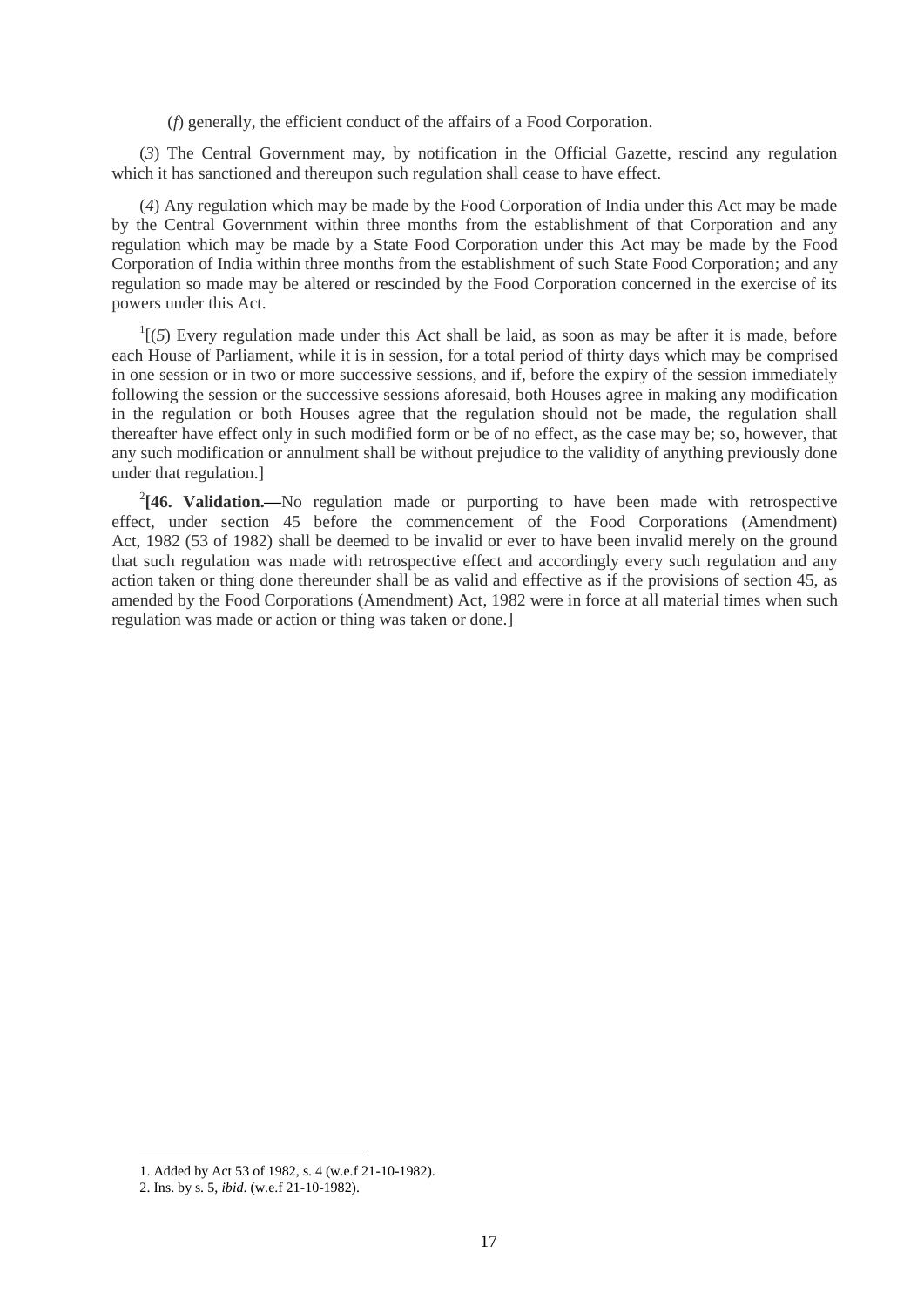(*f*) generally, the efficient conduct of the affairs of a Food Corporation.

(*3*) The Central Government may, by notification in the Official Gazette, rescind any regulation which it has sanctioned and thereupon such regulation shall cease to have effect.

(*4*) Any regulation which may be made by the Food Corporation of India under this Act may be made by the Central Government within three months from the establishment of that Corporation and any regulation which may be made by a State Food Corporation under this Act may be made by the Food Corporation of India within three months from the establishment of such State Food Corporation; and any regulation so made may be altered or rescinded by the Food Corporation concerned in the exercise of its powers under this Act.

[1][(*5*) Every regulation made under this Act shall be laid, as soon as may be after it is made, before each House of Parliament, while it is in session, for a total period of thirty days which may be comprised in one session or in two or more successive sessions, and if, before the expiry of the session immediately following the session or the successive sessions aforesaid, both Houses agree in making any modification in the regulation or both Houses agree that the regulation should not be made, the regulation shall thereafter have effect only in such modified form or be of no effect, as the case may be; so, however, that any such modification or annulment shall be without prejudice to the validity of anything previously done under that regulation.]

[2]**[46. Validation.—**No regulation made or purporting to have been made with retrospective effect, under section 45 before the commencement of the Food Corporations (Amendment) Act, 1982 (53 of 1982) shall be deemed to be invalid or ever to have been invalid merely on the ground that such regulation was made with retrospective effect and accordingly every such regulation and any action taken or thing done thereunder shall be as valid and effective as if the provisions of section 45, as amended by the Food Corporations (Amendment) Act, 1982 were in force at all material times when such regulation was made or action or thing was taken or done.]

---

1. Added by Act 53 of 1982, s. 4 (w.e.f 21-10-1982).
2. Ins. by s. 5, *ibid*. (w.e.f 21-10-1982).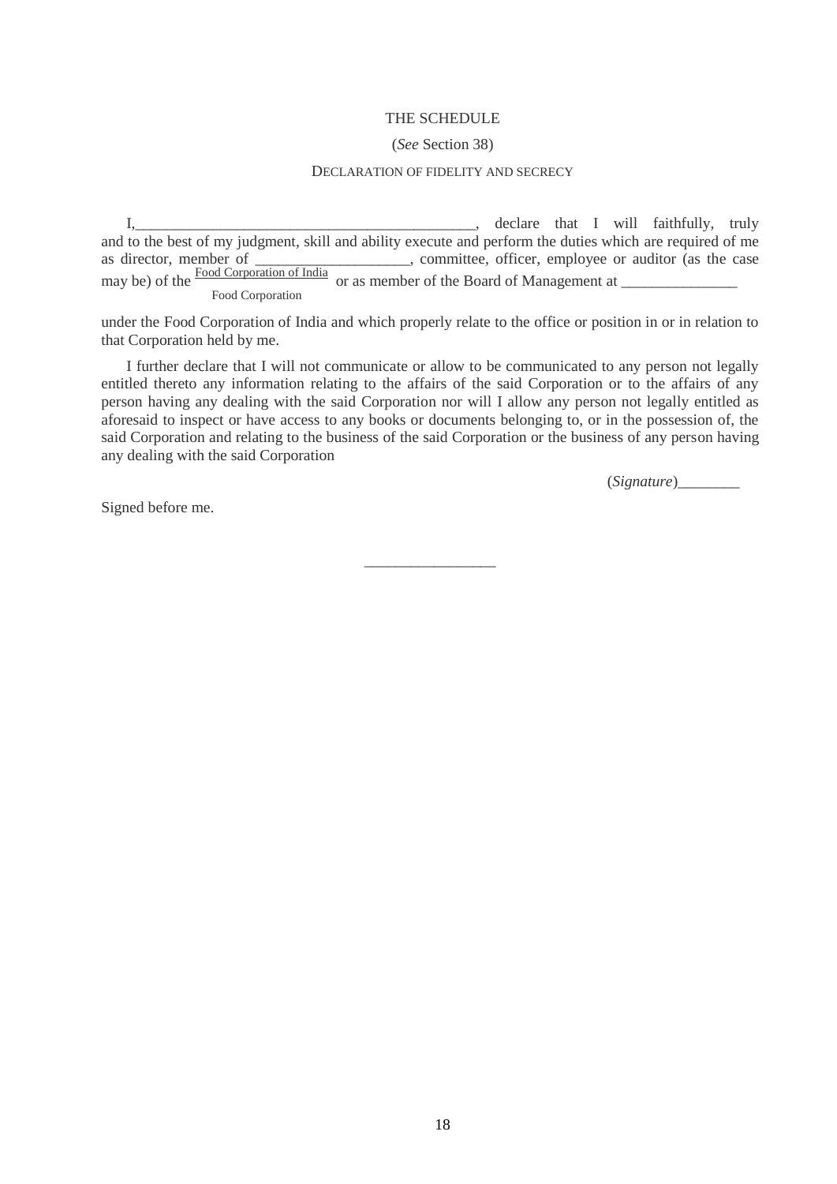THE SCHEDULE

(*See* Section 38)

DECLARATION OF FIDELITY AND SECRECY

I,\_\_\_\_\_\_\_\_\_\_\_\_\_\_\_\_\_\_\_\_\_\_\_\_\_\_\_\_\_\_\_\_\_\_\_\_\_\_\_\_\_\_\_\_\_\_, declare that I will faithfully, truly and to the best of my judgment, skill and ability execute and perform the duties which are required of me as director, member of \_\_\_\_\_\_\_\_\_\_\_\_\_\_\_\_\_\_\_\_, committee, officer, employee or auditor (as the case may be) of the $\frac{\text{Food Corporation of India}}{\text{Food Corporation}}$ or as member of the Board of Management at \_\_\_\_\_\_\_\_\_\_\_\_\_\_\_\_

under the Food Corporation of India and which properly relate to the office or position in or in relation to that Corporation held by me.

I further declare that I will not communicate or allow to be communicated to any person not legally entitled thereto any information relating to the affairs of the said Corporation or to the affairs of any person having any dealing with the said Corporation nor will I allow any person not legally entitled as aforesaid to inspect or have access to any books or documents belonging to, or in the possession of, the said Corporation and relating to the business of the said Corporation or the business of any person having any dealing with the said Corporation

(*Signature*)\_\_\_\_\_\_\_\_

Signed before me.

\_\_\_\_\_\_\_\_\_\_\_\_\_\_\_\_\_